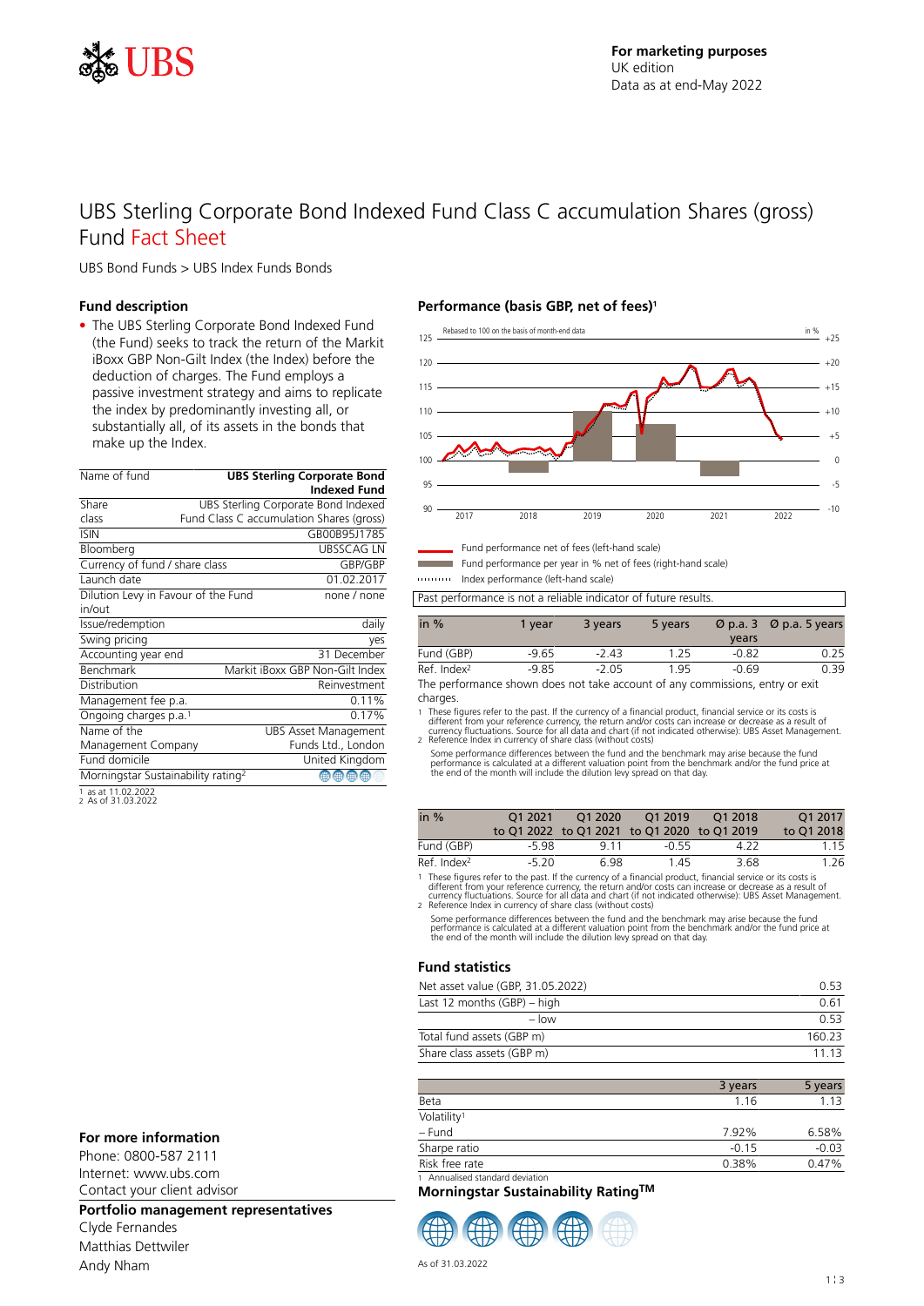For marketing purposes
UK edition
Data as at end-May 2022

# UBS Sterling Corporate Bond Indexed Fund Class C accumulation Shares (gross)
# Fund Fact Sheet

UBS Bond Funds > UBS Index Funds Bonds

## Fund description

- The UBS Sterling Corporate Bond Indexed Fund (the Fund) seeks to track the return of the Markit iBoxx GBP Non-Gilt Index (the Index) before the deduction of charges. The Fund employs a passive investment strategy and aims to replicate the index by predominantly investing all, or substantially all, of its assets in the bonds that make up the Index.

| Name of fund | **UBS Sterling Corporate Bond Indexed Fund** |
|---|---|
| Share class | UBS Sterling Corporate Bond Indexed Fund Class C accumulation Shares (gross) |
| ISIN | GB00B95J1785 |
| Bloomberg | UBSSCAG LN |
| Currency of fund / share class | GBP/GBP |
| Launch date | 01.02.2017 |
| Dilution Levy in Favour of the Fund in/out | none / none |
| Issue/redemption | daily |
| Swing pricing | yes |
| Accounting year end | 31 December |
| Benchmark | Markit iBoxx GBP Non-Gilt Index |
| Distribution | Reinvestment |
| Management fee p.a. | 0.11% |
| Ongoing charges p.a.[1] | 0.17% |
| Name of the Management Company | UBS Asset Management Funds Ltd., London |
| Fund domicile | United Kingdom |
| Morningstar Sustainability rating[2] | 4 of 5 globes |

1 as at 11.02.2022
2 As of 31.03.2022

## Performance (basis GBP, net of fees)[1]

Rebased to 100 on the basis of month-end data

- Fund performance net of fees (left-hand scale)
- Fund performance per year in % net of fees (right-hand scale)
- Index performance (left-hand scale)

Past performance is not a reliable indicator of future results.

| in % | 1 year | 3 years | 5 years | Ø p.a. 3 years | Ø p.a. 5 years |
|---|---|---|---|---|---|
| Fund (GBP) | -9.65 | -2.43 | 1.25 | -0.82 | 0.25 |
| Ref. Index[2] | -9.85 | -2.05 | 1.95 | -0.69 | 0.39 |

The performance shown does not take account of any commissions, entry or exit charges.

1 These figures refer to the past. If the currency of a financial product, financial service or its costs is different from your reference currency, the return and/or costs can increase or decrease as a result of currency fluctuations. Source for all data and chart (if not indicated otherwise): UBS Asset Management.
2 Reference Index in currency of share class (without costs)

Some performance differences between the fund and the benchmark may arise because the fund performance is calculated at a different valuation point from the benchmark and/or the fund price at the end of the month will include the dilution levy spread on that day.

| in % | Q1 2021 to Q1 2022 | Q1 2020 to Q1 2021 | Q1 2019 to Q1 2020 | Q1 2018 to Q1 2019 | Q1 2017 to Q1 2018 |
|---|---|---|---|---|---|
| Fund (GBP) | -5.98 | 9.11 | -0.55 | 4.22 | 1.15 |
| Ref. Index[2] | -5.20 | 6.98 | 1.45 | 3.68 | 1.26 |

1 These figures refer to the past. If the currency of a financial product, financial service or its costs is different from your reference currency, the return and/or costs can increase or decrease as a result of currency fluctuations. Source for all data and chart (if not indicated otherwise): UBS Asset Management.
2 Reference Index in currency of share class (without costs)

Some performance differences between the fund and the benchmark may arise because the fund performance is calculated at a different valuation point from the benchmark and/or the fund price at the end of the month will include the dilution levy spread on that day.

## Fund statistics

| | |
|---|---|
| Net asset value (GBP, 31.05.2022) | 0.53 |
| Last 12 months (GBP) – high | 0.61 |
| – low | 0.53 |
| Total fund assets (GBP m) | 160.23 |
| Share class assets (GBP m) | 11.13 |

| | 3 years | 5 years |
|---|---|---|
| Beta | 1.16 | 1.13 |
| Volatility[1] | | |
| – Fund | 7.92% | 6.58% |
| Sharpe ratio | -0.15 | -0.03 |
| Risk free rate | 0.38% | 0.47% |

1 Annualised standard deviation

## Morningstar Sustainability Rating™

As of 31.03.2022

## For more information

Phone: 0800-587 2111
Internet: www.ubs.com
Contact your client advisor

## Portfolio management representatives

Clyde Fernandes
Matthias Dettwiler
Andy Nham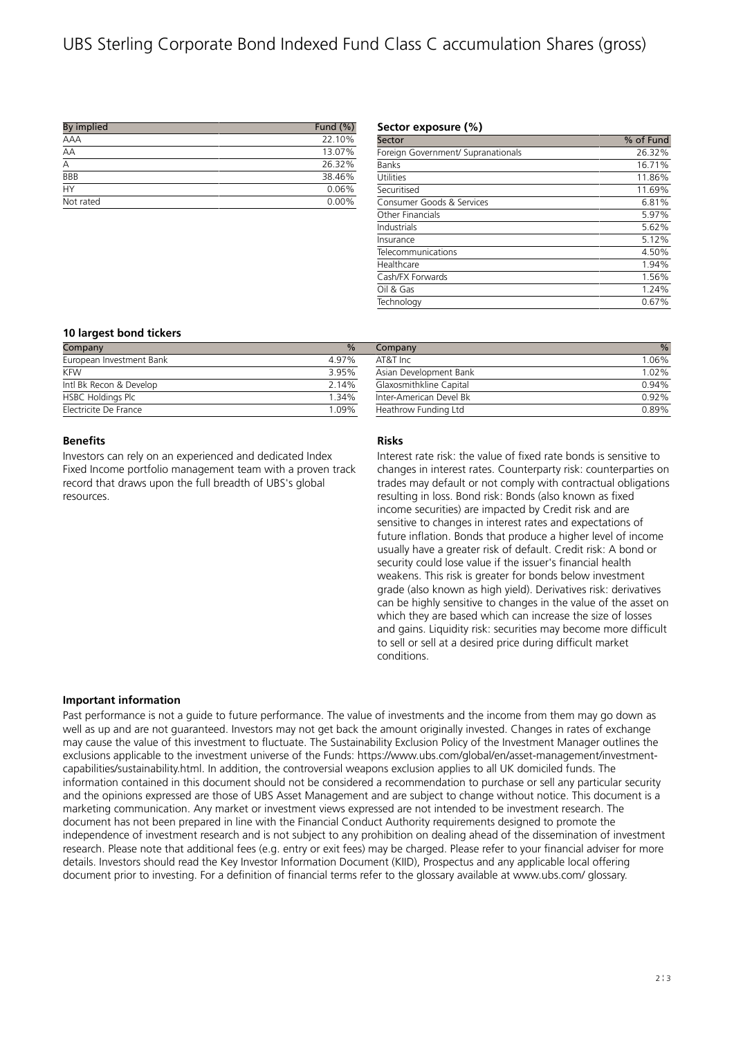# UBS Sterling Corporate Bond Indexed Fund Class C accumulation Shares (gross)

| By implied | Fund (%) |
| --- | --- |
| AAA | 22.10% |
| AA | 13.07% |
| A | 26.32% |
| BBB | 38.46% |
| HY | 0.06% |
| Not rated | 0.00% |

**Sector exposure (%)**

| Sector | % of Fund |
| --- | --- |
| Foreign Government/ Supranationals | 26.32% |
| Banks | 16.71% |
| Utilities | 11.86% |
| Securitised | 11.69% |
| Consumer Goods & Services | 6.81% |
| Other Financials | 5.97% |
| Industrials | 5.62% |
| Insurance | 5.12% |
| Telecommunications | 4.50% |
| Healthcare | 1.94% |
| Cash/FX Forwards | 1.56% |
| Oil & Gas | 1.24% |
| Technology | 0.67% |

**10 largest bond tickers**

| Company | % | Company | % |
| --- | --- | --- | --- |
| European Investment Bank | 4.97% | AT&T Inc | 1.06% |
| KFW | 3.95% | Asian Development Bank | 1.02% |
| Intl Bk Recon & Develop | 2.14% | Glaxosmithkline Capital | 0.94% |
| HSBC Holdings Plc | 1.34% | Inter-American Devel Bk | 0.92% |
| Electricite De France | 1.09% | Heathrow Funding Ltd | 0.89% |

**Benefits**

Investors can rely on an experienced and dedicated Index Fixed Income portfolio management team with a proven track record that draws upon the full breadth of UBS's global resources.

**Risks**

Interest rate risk: the value of fixed rate bonds is sensitive to changes in interest rates. Counterparty risk: counterparties on trades may default or not comply with contractual obligations resulting in loss. Bond risk: Bonds (also known as fixed income securities) are impacted by Credit risk and are sensitive to changes in interest rates and expectations of future inflation. Bonds that produce a higher level of income usually have a greater risk of default. Credit risk: A bond or security could lose value if the issuer's financial health weakens. This risk is greater for bonds below investment grade (also known as high yield). Derivatives risk: derivatives can be highly sensitive to changes in the value of the asset on which they are based which can increase the size of losses and gains. Liquidity risk: securities may become more difficult to sell or sell at a desired price during difficult market conditions.

**Important information**

Past performance is not a guide to future performance. The value of investments and the income from them may go down as well as up and are not guaranteed. Investors may not get back the amount originally invested. Changes in rates of exchange may cause the value of this investment to fluctuate. The Sustainability Exclusion Policy of the Investment Manager outlines the exclusions applicable to the investment universe of the Funds: https://www.ubs.com/global/en/asset-management/investment-capabilities/sustainability.html. In addition, the controversial weapons exclusion applies to all UK domiciled funds. The information contained in this document should not be considered a recommendation to purchase or sell any particular security and the opinions expressed are those of UBS Asset Management and are subject to change without notice. This document is a marketing communication. Any market or investment views expressed are not intended to be investment research. The document has not been prepared in line with the Financial Conduct Authority requirements designed to promote the independence of investment research and is not subject to any prohibition on dealing ahead of the dissemination of investment research. Please note that additional fees (e.g. entry or exit fees) may be charged. Please refer to your financial adviser for more details. Investors should read the Key Investor Information Document (KIID), Prospectus and any applicable local offering document prior to investing. For a definition of financial terms refer to the glossary available at www.ubs.com/ glossary.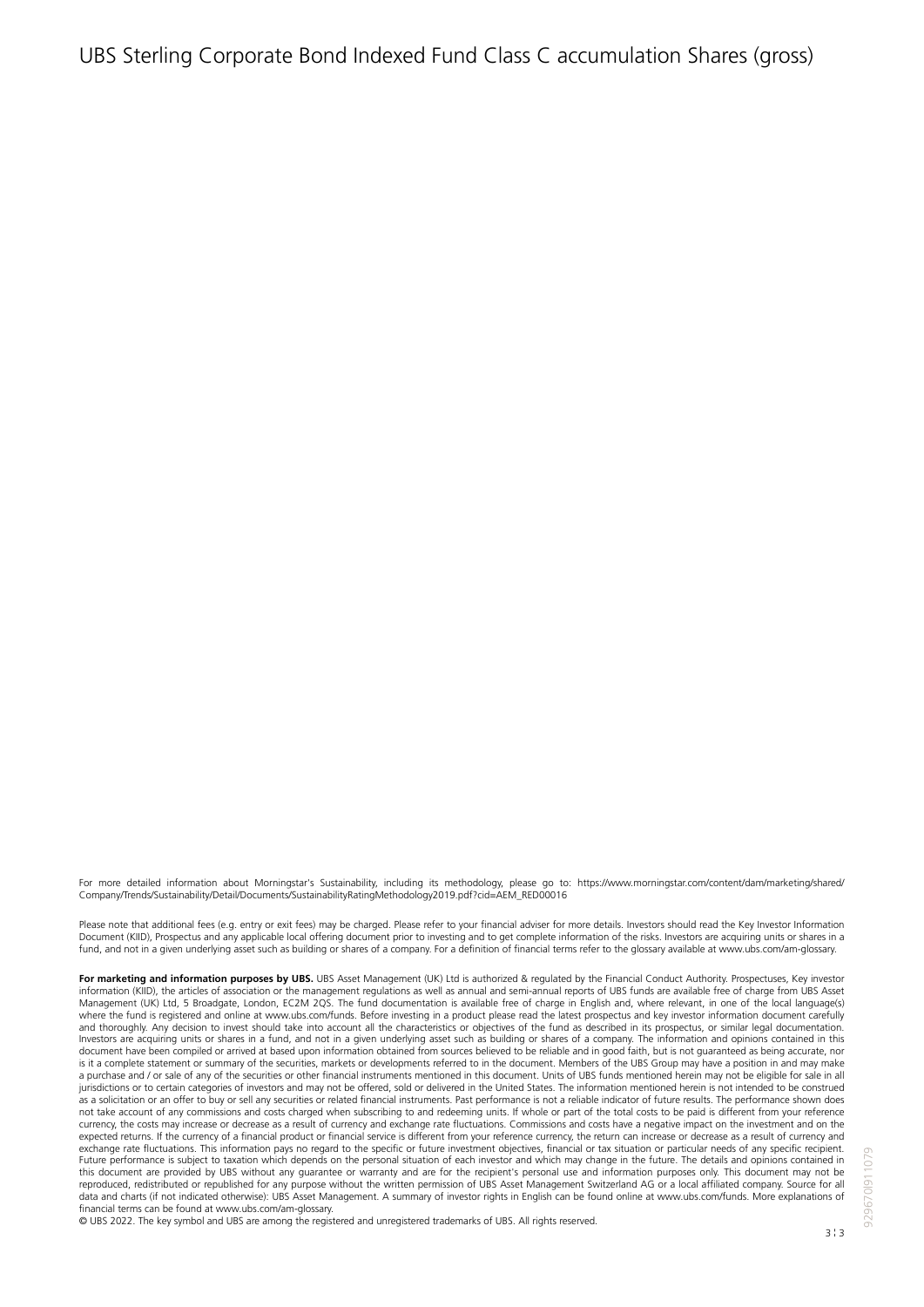For more detailed information about Morningstar's Sustainability, including its methodology, please go to: https://www.morningstar.com/content/dam/marketing/shared/Company/Trends/Sustainability/Detail/Documents/SustainabilityRatingMethodology2019.pdf?cid=AEM_RED00016

Please note that additional fees (e.g. entry or exit fees) may be charged. Please refer to your financial adviser for more details. Investors should read the Key Investor Information Document (KIID), Prospectus and any applicable local offering document prior to investing and to get complete information of the risks. Investors are acquiring units or shares in a fund, and not in a given underlying asset such as building or shares of a company. For a definition of financial terms refer to the glossary available at www.ubs.com/am-glossary.

**For marketing and information purposes by UBS.** UBS Asset Management (UK) Ltd is authorized & regulated by the Financial Conduct Authority. Prospectuses, Key investor information (KIID), the articles of association or the management regulations as well as annual and semi-annual reports of UBS funds are available free of charge from UBS Asset Management (UK) Ltd, 5 Broadgate, London, EC2M 2QS. The fund documentation is available free of charge in English and, where relevant, in one of the local language(s) where the fund is registered and online at www.ubs.com/funds. Before investing in a product please read the latest prospectus and key investor information document carefully and thoroughly. Any decision to invest should take into account all the characteristics or objectives of the fund as described in its prospectus, or similar legal documentation. Investors are acquiring units or shares in a fund, and not in a given underlying asset such as building or shares of a company. The information and opinions contained in this document have been compiled or arrived at based upon information obtained from sources believed to be reliable and in good faith, but is not guaranteed as being accurate, nor is it a complete statement or summary of the securities, markets or developments referred to in the document. Members of the UBS Group may have a position in and may make a purchase and / or sale of any of the securities or other financial instruments mentioned in this document. Units of UBS funds mentioned herein may not be eligible for sale in all jurisdictions or to certain categories of investors and may not be offered, sold or delivered in the United States. The information mentioned herein is not intended to be construed as a solicitation or an offer to buy or sell any securities or related financial instruments. Past performance is not a reliable indicator of future results. The performance shown does not take account of any commissions and costs charged when subscribing to and redeeming units. If whole or part of the total costs to be paid is different from your reference currency, the costs may increase or decrease as a result of currency and exchange rate fluctuations. Commissions and costs have a negative impact on the investment and on the expected returns. If the currency of a financial product or financial service is different from your reference currency, the return can increase or decrease as a result of currency and exchange rate fluctuations. This information pays no regard to the specific or future investment objectives, financial or tax situation or particular needs of any specific recipient. Future performance is subject to taxation which depends on the personal situation of each investor and which may change in the future. The details and opinions contained in this document are provided by UBS without any guarantee or warranty and are for the recipient's personal use and information purposes only. This document may not be reproduced, redistributed or republished for any purpose without the written permission of UBS Asset Management Switzerland AG or a local affiliated company. Source for all data and charts (if not indicated otherwise): UBS Asset Management. A summary of investor rights in English can be found online at www.ubs.com/funds. More explanations of financial terms can be found at www.ubs.com/am-glossary.

© UBS 2022. The key symbol and UBS are among the registered and unregistered trademarks of UBS. All rights reserved.